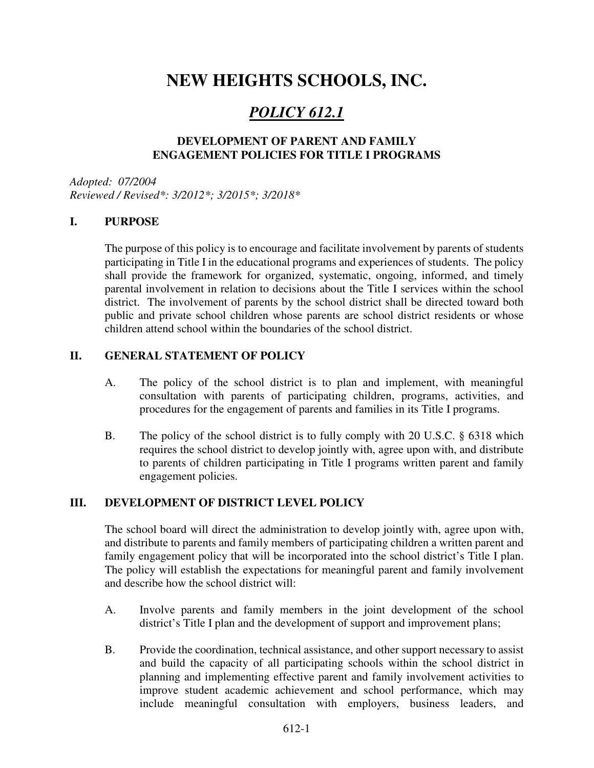# NEW HEIGHTS SCHOOLS, INC.

## *POLICY 612.1*

### DEVELOPMENT OF PARENT AND FAMILY ENGAGEMENT POLICIES FOR TITLE I PROGRAMS

*Adopted: 07/2004*
*Reviewed / Revised*: 3/2012*; 3/2015*; 3/2018**

### I. PURPOSE

The purpose of this policy is to encourage and facilitate involvement by parents of students participating in Title I in the educational programs and experiences of students. The policy shall provide the framework for organized, systematic, ongoing, informed, and timely parental involvement in relation to decisions about the Title I services within the school district. The involvement of parents by the school district shall be directed toward both public and private school children whose parents are school district residents or whose children attend school within the boundaries of the school district.

### II. GENERAL STATEMENT OF POLICY

A. The policy of the school district is to plan and implement, with meaningful consultation with parents of participating children, programs, activities, and procedures for the engagement of parents and families in its Title I programs.

B. The policy of the school district is to fully comply with 20 U.S.C. § 6318 which requires the school district to develop jointly with, agree upon with, and distribute to parents of children participating in Title I programs written parent and family engagement policies.

### III. DEVELOPMENT OF DISTRICT LEVEL POLICY

The school board will direct the administration to develop jointly with, agree upon with, and distribute to parents and family members of participating children a written parent and family engagement policy that will be incorporated into the school district's Title I plan. The policy will establish the expectations for meaningful parent and family involvement and describe how the school district will:

A. Involve parents and family members in the joint development of the school district's Title I plan and the development of support and improvement plans;

B. Provide the coordination, technical assistance, and other support necessary to assist and build the capacity of all participating schools within the school district in planning and implementing effective parent and family involvement activities to improve student academic achievement and school performance, which may include meaningful consultation with employers, business leaders, and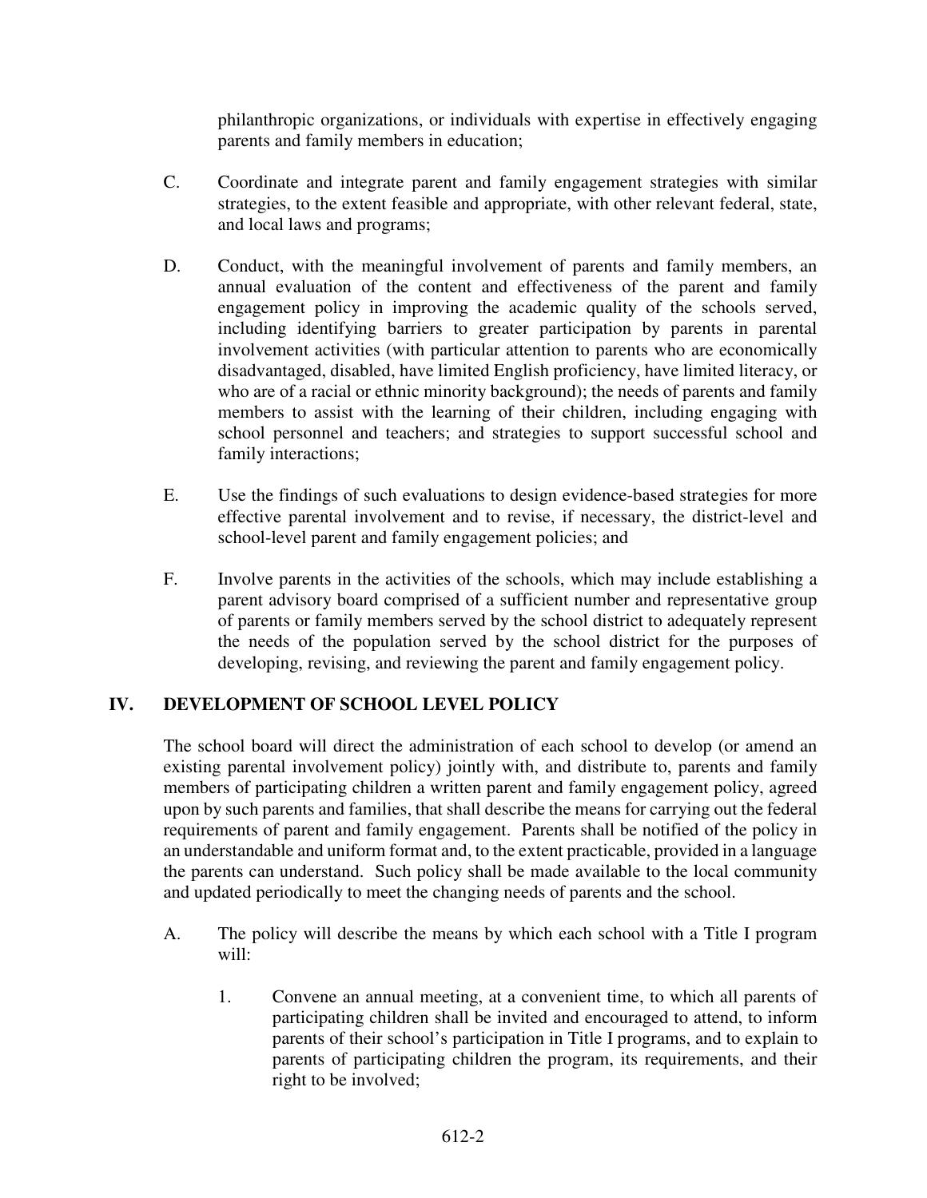philanthropic organizations, or individuals with expertise in effectively engaging parents and family members in education;

C. Coordinate and integrate parent and family engagement strategies with similar strategies, to the extent feasible and appropriate, with other relevant federal, state, and local laws and programs;

D. Conduct, with the meaningful involvement of parents and family members, an annual evaluation of the content and effectiveness of the parent and family engagement policy in improving the academic quality of the schools served, including identifying barriers to greater participation by parents in parental involvement activities (with particular attention to parents who are economically disadvantaged, disabled, have limited English proficiency, have limited literacy, or who are of a racial or ethnic minority background); the needs of parents and family members to assist with the learning of their children, including engaging with school personnel and teachers; and strategies to support successful school and family interactions;

E. Use the findings of such evaluations to design evidence-based strategies for more effective parental involvement and to revise, if necessary, the district-level and school-level parent and family engagement policies; and

F. Involve parents in the activities of the schools, which may include establishing a parent advisory board comprised of a sufficient number and representative group of parents or family members served by the school district to adequately represent the needs of the population served by the school district for the purposes of developing, revising, and reviewing the parent and family engagement policy.

## IV. DEVELOPMENT OF SCHOOL LEVEL POLICY

The school board will direct the administration of each school to develop (or amend an existing parental involvement policy) jointly with, and distribute to, parents and family members of participating children a written parent and family engagement policy, agreed upon by such parents and families, that shall describe the means for carrying out the federal requirements of parent and family engagement. Parents shall be notified of the policy in an understandable and uniform format and, to the extent practicable, provided in a language the parents can understand. Such policy shall be made available to the local community and updated periodically to meet the changing needs of parents and the school.

A. The policy will describe the means by which each school with a Title I program will:

   1. Convene an annual meeting, at a convenient time, to which all parents of participating children shall be invited and encouraged to attend, to inform parents of their school's participation in Title I programs, and to explain to parents of participating children the program, its requirements, and their right to be involved;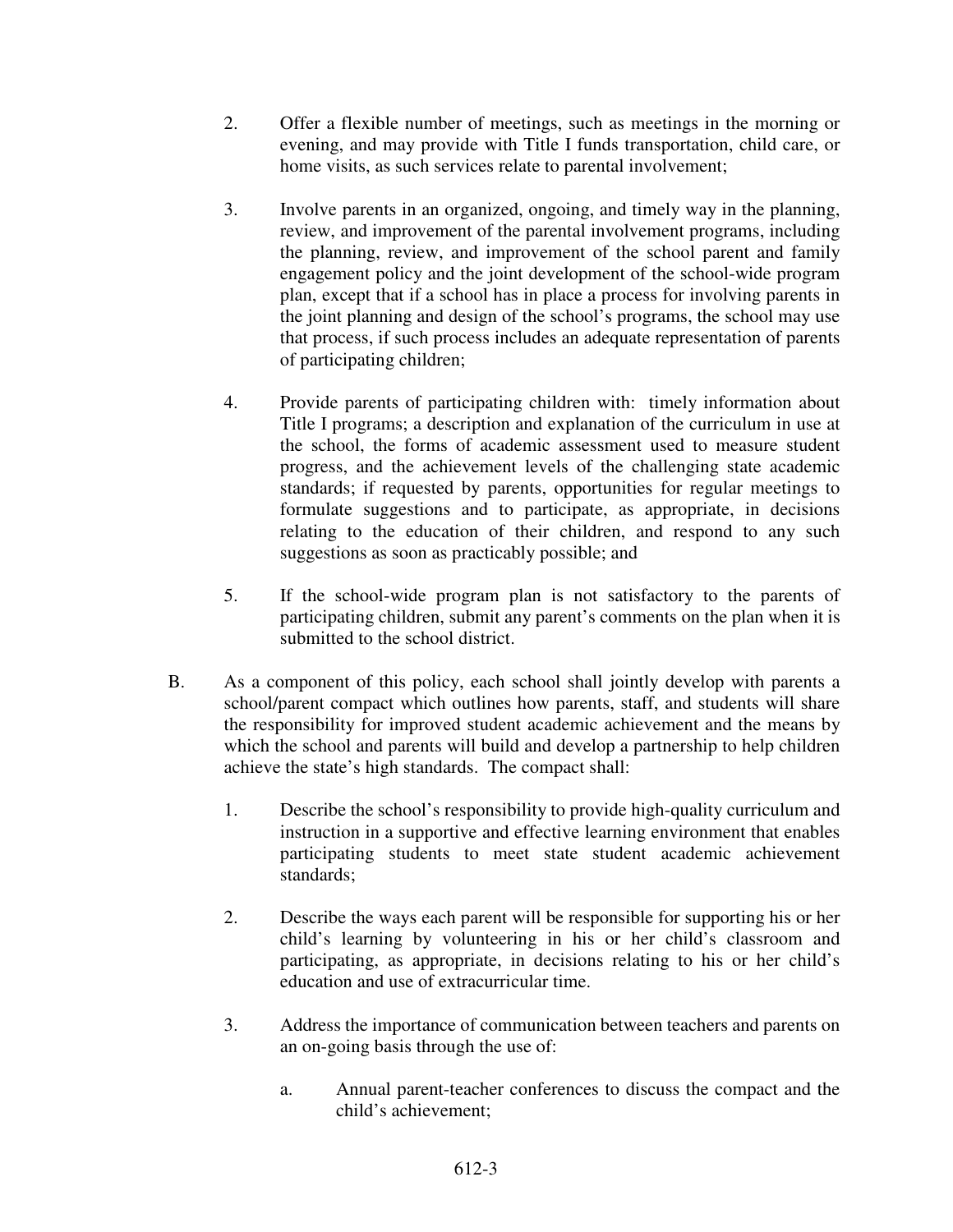2. Offer a flexible number of meetings, such as meetings in the morning or evening, and may provide with Title I funds transportation, child care, or home visits, as such services relate to parental involvement;

3. Involve parents in an organized, ongoing, and timely way in the planning, review, and improvement of the parental involvement programs, including the planning, review, and improvement of the school parent and family engagement policy and the joint development of the school-wide program plan, except that if a school has in place a process for involving parents in the joint planning and design of the school's programs, the school may use that process, if such process includes an adequate representation of parents of participating children;

4. Provide parents of participating children with: timely information about Title I programs; a description and explanation of the curriculum in use at the school, the forms of academic assessment used to measure student progress, and the achievement levels of the challenging state academic standards; if requested by parents, opportunities for regular meetings to formulate suggestions and to participate, as appropriate, in decisions relating to the education of their children, and respond to any such suggestions as soon as practicably possible; and

5. If the school-wide program plan is not satisfactory to the parents of participating children, submit any parent's comments on the plan when it is submitted to the school district.

B. As a component of this policy, each school shall jointly develop with parents a school/parent compact which outlines how parents, staff, and students will share the responsibility for improved student academic achievement and the means by which the school and parents will build and develop a partnership to help children achieve the state's high standards. The compact shall:

1. Describe the school's responsibility to provide high-quality curriculum and instruction in a supportive and effective learning environment that enables participating students to meet state student academic achievement standards;

2. Describe the ways each parent will be responsible for supporting his or her child's learning by volunteering in his or her child's classroom and participating, as appropriate, in decisions relating to his or her child's education and use of extracurricular time.

3. Address the importance of communication between teachers and parents on an on-going basis through the use of:

   a. Annual parent-teacher conferences to discuss the compact and the child's achievement;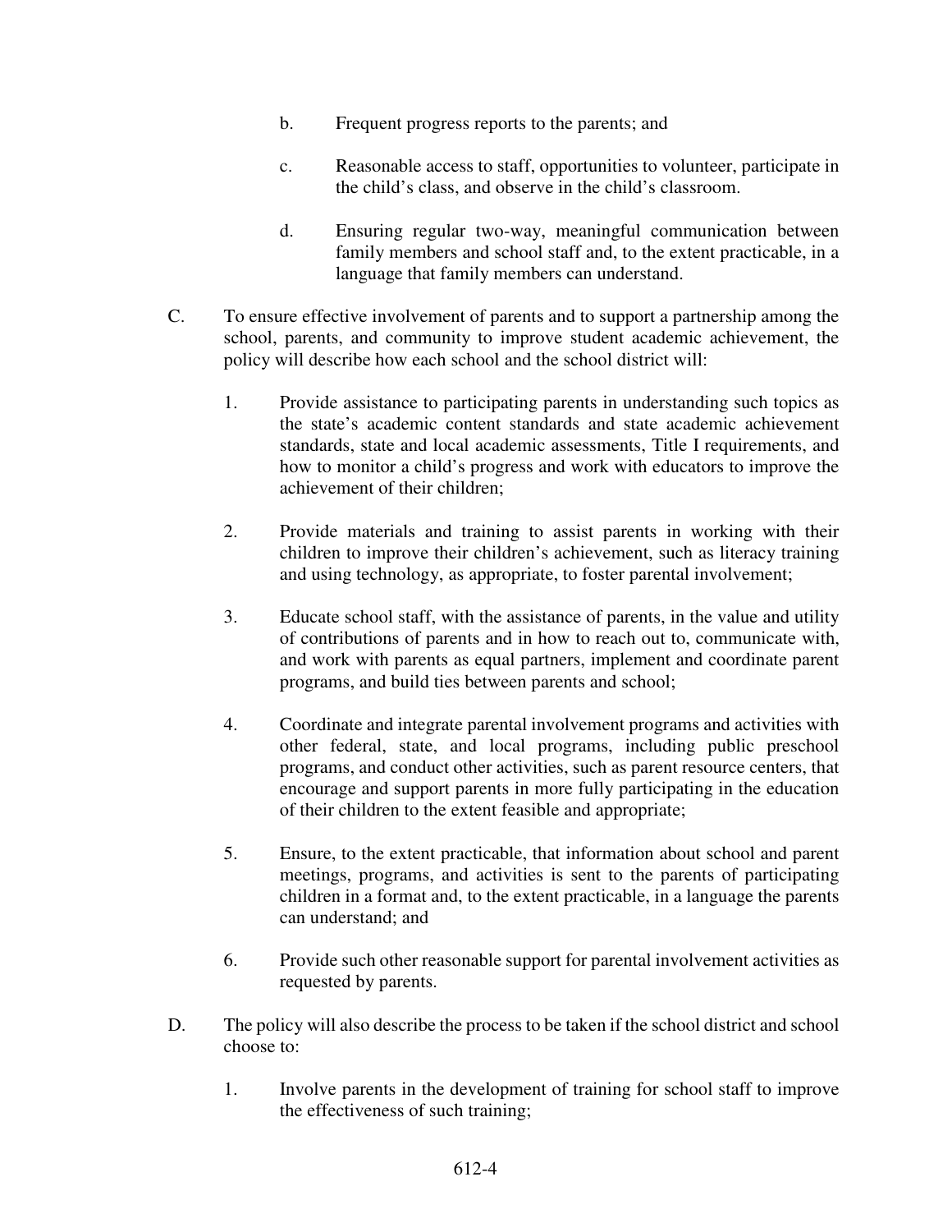b. Frequent progress reports to the parents; and

c. Reasonable access to staff, opportunities to volunteer, participate in the child's class, and observe in the child's classroom.

d. Ensuring regular two-way, meaningful communication between family members and school staff and, to the extent practicable, in a language that family members can understand.

C. To ensure effective involvement of parents and to support a partnership among the school, parents, and community to improve student academic achievement, the policy will describe how each school and the school district will:

1. Provide assistance to participating parents in understanding such topics as the state's academic content standards and state academic achievement standards, state and local academic assessments, Title I requirements, and how to monitor a child's progress and work with educators to improve the achievement of their children;

2. Provide materials and training to assist parents in working with their children to improve their children's achievement, such as literacy training and using technology, as appropriate, to foster parental involvement;

3. Educate school staff, with the assistance of parents, in the value and utility of contributions of parents and in how to reach out to, communicate with, and work with parents as equal partners, implement and coordinate parent programs, and build ties between parents and school;

4. Coordinate and integrate parental involvement programs and activities with other federal, state, and local programs, including public preschool programs, and conduct other activities, such as parent resource centers, that encourage and support parents in more fully participating in the education of their children to the extent feasible and appropriate;

5. Ensure, to the extent practicable, that information about school and parent meetings, programs, and activities is sent to the parents of participating children in a format and, to the extent practicable, in a language the parents can understand; and

6. Provide such other reasonable support for parental involvement activities as requested by parents.

D. The policy will also describe the process to be taken if the school district and school choose to:

1. Involve parents in the development of training for school staff to improve the effectiveness of such training;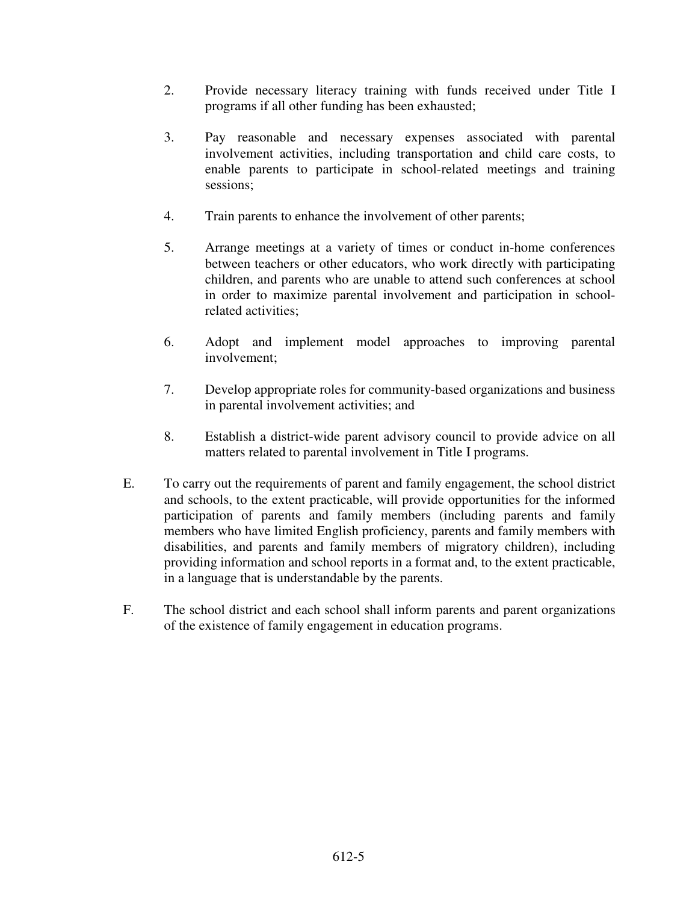2. Provide necessary literacy training with funds received under Title I programs if all other funding has been exhausted;

3. Pay reasonable and necessary expenses associated with parental involvement activities, including transportation and child care costs, to enable parents to participate in school-related meetings and training sessions;

4. Train parents to enhance the involvement of other parents;

5. Arrange meetings at a variety of times or conduct in-home conferences between teachers or other educators, who work directly with participating children, and parents who are unable to attend such conferences at school in order to maximize parental involvement and participation in school-related activities;

6. Adopt and implement model approaches to improving parental involvement;

7. Develop appropriate roles for community-based organizations and business in parental involvement activities; and

8. Establish a district-wide parent advisory council to provide advice on all matters related to parental involvement in Title I programs.

E. To carry out the requirements of parent and family engagement, the school district and schools, to the extent practicable, will provide opportunities for the informed participation of parents and family members (including parents and family members who have limited English proficiency, parents and family members with disabilities, and parents and family members of migratory children), including providing information and school reports in a format and, to the extent practicable, in a language that is understandable by the parents.

F. The school district and each school shall inform parents and parent organizations of the existence of family engagement in education programs.